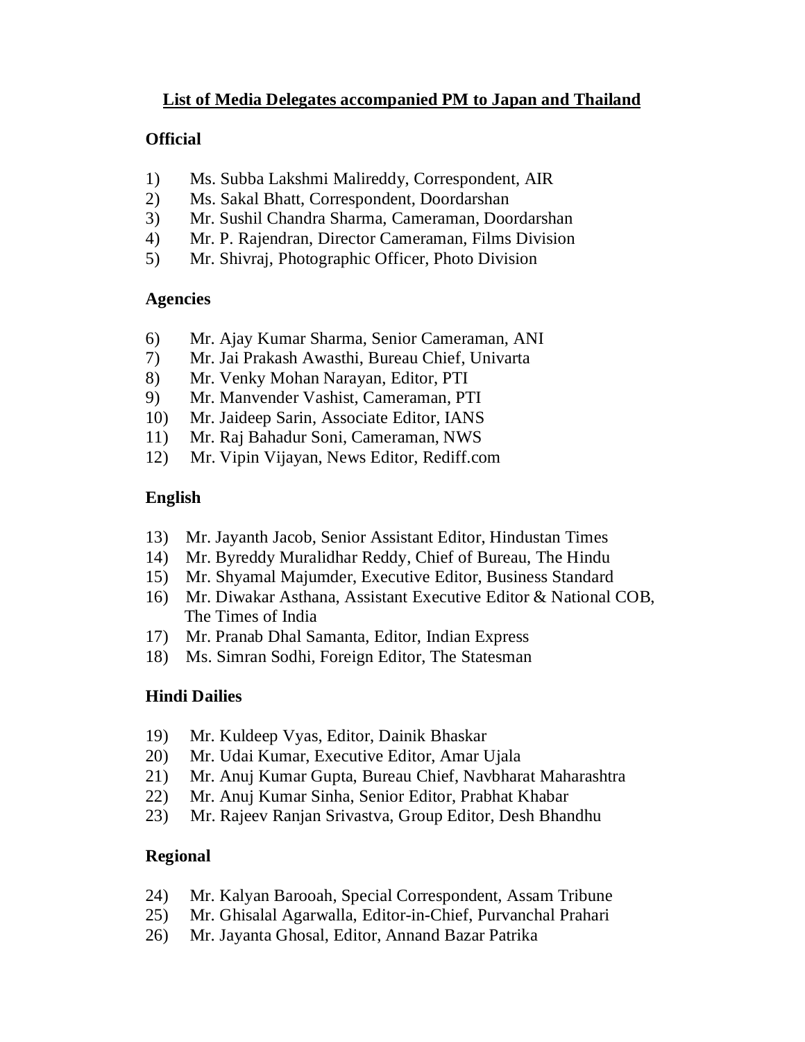## List of Media Delegates accompanied PM to Japan and Thailand

### Official

1) Ms. Subba Lakshmi Malireddy, Correspondent, AIR
2) Ms. Sakal Bhatt, Correspondent, Doordarshan
3) Mr. Sushil Chandra Sharma, Cameraman, Doordarshan
4) Mr. P. Rajendran, Director Cameraman, Films Division
5) Mr. Shivraj, Photographic Officer, Photo Division

### Agencies

6) Mr. Ajay Kumar Sharma, Senior Cameraman, ANI
7) Mr. Jai Prakash Awasthi, Bureau Chief, Univarta
8) Mr. Venky Mohan Narayan, Editor, PTI
9) Mr. Manvender Vashist, Cameraman, PTI
10) Mr. Jaideep Sarin, Associate Editor, IANS
11) Mr. Raj Bahadur Soni, Cameraman, NWS
12) Mr. Vipin Vijayan, News Editor, Rediff.com

### English

13) Mr. Jayanth Jacob, Senior Assistant Editor, Hindustan Times
14) Mr. Byreddy Muralidhar Reddy, Chief of Bureau, The Hindu
15) Mr. Shyamal Majumder, Executive Editor, Business Standard
16) Mr. Diwakar Asthana, Assistant Executive Editor & National COB, The Times of India
17) Mr. Pranab Dhal Samanta, Editor, Indian Express
18) Ms. Simran Sodhi, Foreign Editor, The Statesman

### Hindi Dailies

19) Mr. Kuldeep Vyas, Editor, Dainik Bhaskar
20) Mr. Udai Kumar, Executive Editor, Amar Ujala
21) Mr. Anuj Kumar Gupta, Bureau Chief, Navbharat Maharashtra
22) Mr. Anuj Kumar Sinha, Senior Editor, Prabhat Khabar
23) Mr. Rajeev Ranjan Srivastva, Group Editor, Desh Bhandhu

### Regional

24) Mr. Kalyan Barooah, Special Correspondent, Assam Tribune
25) Mr. Ghisalal Agarwalla, Editor-in-Chief, Purvanchal Prahari
26) Mr. Jayanta Ghosal, Editor, Annand Bazar Patrika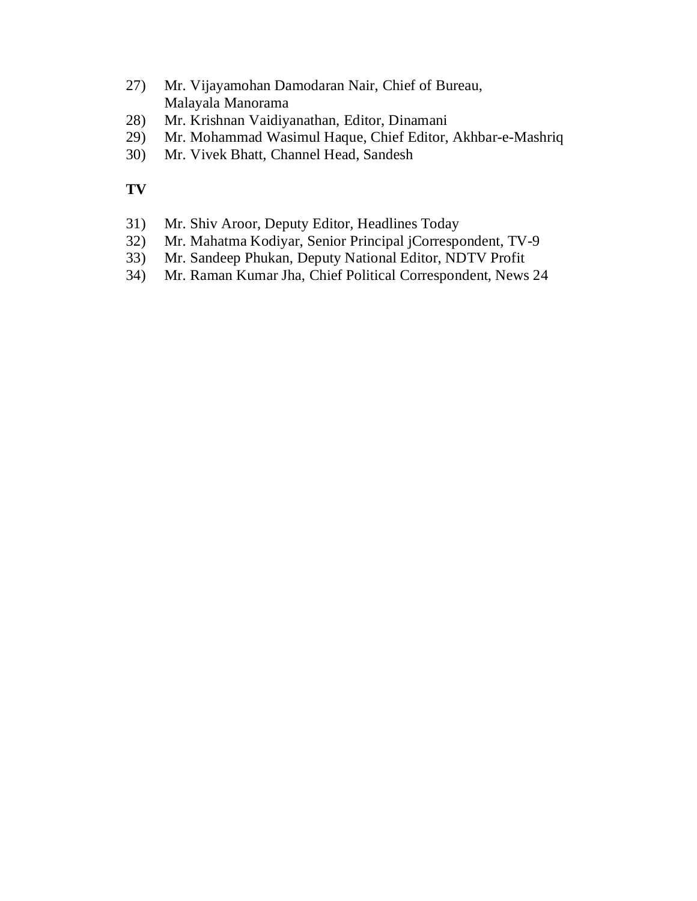27) Mr. Vijayamohan Damodaran Nair, Chief of Bureau, Malayala Manorama
28) Mr. Krishnan Vaidiyanathan, Editor, Dinamani
29) Mr. Mohammad Wasimul Haque, Chief Editor, Akhbar-e-Mashriq
30) Mr. Vivek Bhatt, Channel Head, Sandesh

**TV**

31) Mr. Shiv Aroor, Deputy Editor, Headlines Today
32) Mr. Mahatma Kodiyar, Senior Principal jCorrespondent, TV-9
33) Mr. Sandeep Phukan, Deputy National Editor, NDTV Profit
34) Mr. Raman Kumar Jha, Chief Political Correspondent, News 24